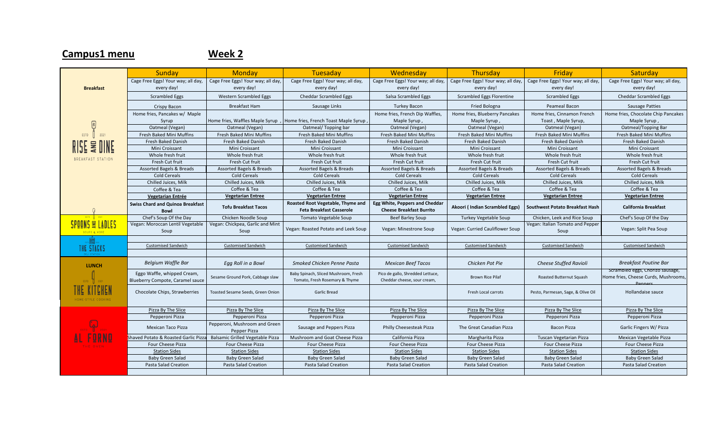**Campus1 menu** **Week 2**

| | Sunday | Monday | Tuesday | Wednesday | Thursday | Friday | Saturday |
|---|---|---|---|---|---|---|---|
| **Breakfast** | Cage Free Eggs! Your way; all day, every day! | Cage Free Eggs! Your way; all day, every day! | Cage Free Eggs! Your way; all day, every day! | Cage Free Eggs! Your way; all day, every day! | Cage Free Eggs! Your way; all day, every day! | Cage Free Eggs! Your way; all day, every day! | Cage Free Eggs! Your way; all day, every day! |
| | Scrambled Eggs | Western Scrambled Eggs | Cheddar Scrambled Eggs | Salsa Scrambled Eggs | Scrambled Eggs Florentine | Scrambled Eggs | Cheddar Scrambled Eggs |
| | Crispy Bacon | Breakfast Ham | Sausage Links | Turkey Bacon | Fried Bologna | Peameal Bacon | Sausage Patties |
| | Home fries, Pancakes w/ Maple Syrup | Home fries, Waffles Maple Syrup , | Home fries, French Toast Maple Syrup , | Home fries, French Dip Waffles, Maple Syrup , | Home fries, Blueberry Pancakes Maple Syrup , | Home fries, Cinnamon French Toast , Maple Syrup, | Home fries, Chocolate Chip Pancakes Maple Syrup , |
| | Oatmeal (Vegan) | Oatmeal (Vegan) | Oatmeal/ Topping bar | Oatmeal (Vegan) | Oatmeal (Vegan) | Oatmeal (Vegan) | Oatmeal/Topping Bar |
| ESTD 2021 RISE AND DINE BREAKFAST STATION | Fresh Baked Mini Muffins | Fresh Baked Mini Muffins | Fresh Baked Mini Muffins | Fresh Baked Mini Muffins | Fresh Baked Mini Muffins | Fresh Baked Mini Muffins | Fresh Baked Mini Muffins |
| | Fresh Baked Danish | Fresh Baked Danish | Fresh Baked Danish | Fresh Baked Danish | Fresh Baked Danish | Fresh Baked Danish | Fresh Baked Danish |
| | Mini Croissant | Mini Croissant | Mini Croissant | Mini Croissant | Mini Croissant | Mini Croissant | Mini Croissant |
| | Whole fresh fruit | Whole fresh fruit | Whole fresh fruit | Whole fresh fruit | Whole fresh fruit | Whole fresh fruit | Whole fresh fruit |
| | Fresh Cut fruit | Fresh Cut fruit | Fresh Cut fruit | Fresh Cut fruit | Fresh Cut fruit | Fresh Cut fruit | Fresh Cut fruit |
| | Assorted Bagels & Breads | Assorted Bagels & Breads | Assorted Bagels & Breads | Assorted Bagels & Breads | Assorted Bagels & Breads | Assorted Bagels & Breads | Assorted Bagels & Breads |
| | Cold Cereals | Cold Cereals | Cold Cereals | Cold Cereals | Cold Cereals | Cold Cereals | Cold Cereals |
| | Chilled Juices, Milk | Chilled Juices, Milk | Chilled Juices, Milk | Chilled Juices, Milk | Chilled Juices, Milk | Chilled Juices, Milk | Chilled Juices, Milk |
| | Coffee & Tea | Coffee & Tea | Coffee & Tea | Coffee & Tea | Coffee & Tea | Coffee & Tea | Coffee & Tea |
| | **Vegetarian Entrée** | **Vegetarian Entree** | **Vegetarian Entree** | **Vegetarian Entree** | **Vegetarian Entree** | **Vegetarian Entree** | **Vegetarian Entree** |
| | **Swiss Chard and Quinoa Breakfast Bowl** | **Tofu Breakfast Tacos** | **Roasted Root Vegetable, Thyme and Feta Breakfast Casserole** | **Egg White, Peppers and Cheddar Cheese Breakfast Burrito** | **Akoori ( Indian Scrambled Eggs)** | **Southwest Potato Breakfast Hash** | **California Breakfast** |
| SPOONS AND LADLES SOUPS & MORE | Chef's Soup Of the Day | Chicken Noodle Soup | Tomato Vegetable Soup | Beef Barley Soup | Turkey Vegetable Soup | Chicken, Leek and Rice Soup | Chef's Soup Of the Day |
| | Vegan: Moroccan Lentil Vegetable Soup | Vegan: Chickpea, Garlic and Mint Soup | Vegan: Roasted Potato and Leek Soup | Vegan: Minestrone Soup | Vegan: Curried Cauliflower Soup | Vegan: Italian Tomato and Pepper Soup | Vegan: Split Pea Soup |
| THE STACKS DELI STATION | | | | | | | |
| | Customised Sandwich | Customised Sandwich | Customised Sandwich | Customised Sandwich | Customised Sandwich | Customised Sandwich | Customised Sandwich |
| | | | | | | | |
| **LUNCH** | *Belgium Waffle Bar* | *Egg Roll in a Bowl* | *Smoked Chicken Penne Pasta* | *Mexican Beef Tacos* | *Chicken Pot Pie* | *Cheese Stuffed Ravioli* | *Breakfast Poutine Bar* |
| ESTD 2021 THE KITCHEN HOME-STYLE COOKING | Eggo Waffle, whipped Cream, Blueberry Compote, Caramel sauce | Sesame Ground Pork, Cabbage slaw | Baby Spinach, Sliced Mushroom, Fresh Tomato, Fresh Rosemary & Thyme | Pico de gallo, Shredded Lettuce, Cheddar cheese, sour cream, | Brown Rice Pilaf | Roasted Butternut Squash | Scrambled eggs, Chorizo sausage, Home fries, Cheese Curds, Mushrooms, Peppers |
| | Chocolate Chips, Strawberries | Toasted Sesame Seeds, Green Onion | Garlic Bread | | Fresh Local carrots | Pesto, Parmesan, Sage, & Olive Oil | Hollandaise sauce |
| | | | | | | | |
| AL FORNO THE OVEN | Pizza By The Slice | Pizza By The Slice | Pizza By The Slice | Pizza By The Slice | Pizza By The Slice | Pizza By The Slice | Pizza By The Slice |
| | Pepperoni Pizza | Pepperoni Pizza | Pepperoni Pizza | Pepperoni Pizza | Pepperoni Pizza | Pepperoni Pizza | Pepperoni Pizza |
| | Mexican Taco Pizza | Pepperoni, Mushroom and Green Pepper Pizza | Sausage and Peppers Pizza | Philly Cheesesteak Pizza | The Great Canadian Pizza | Bacon Pizza | Garlic Fingers W/ Pizza |
| | Shaved Potato & Roasted Garlic Pizza | Balsamic Grilled Vegetable Pizza | Mushroom and Goat Cheese Pizza | California Pizza | Margharita Pizza | Tuscan Vegetarian Pizza | Mexican Vegetable Pizza |
| | Four Cheese Pizza | Four Cheese Pizza | Four Cheese Pizza | Four Cheese Pizza | Four Cheese Pizza | Four Cheese Pizza | Four Cheese Pizza |
| | Station Sides | Station Sides | Station Sides | Station Sides | Station Sides | Station Sides | Station Sides |
| | Baby Green Salad | Baby Green Salad | Baby Green Salad | Baby Green Salad | Baby Green Salad | Baby Green Salad | Baby Green Salad |
| | Pasta Salad Creation | Pasta Salad Creation | Pasta Salad Creation | Pasta Salad Creation | Pasta Salad Creation | Pasta Salad Creation | Pasta Salad Creation |
| | | | | | | | |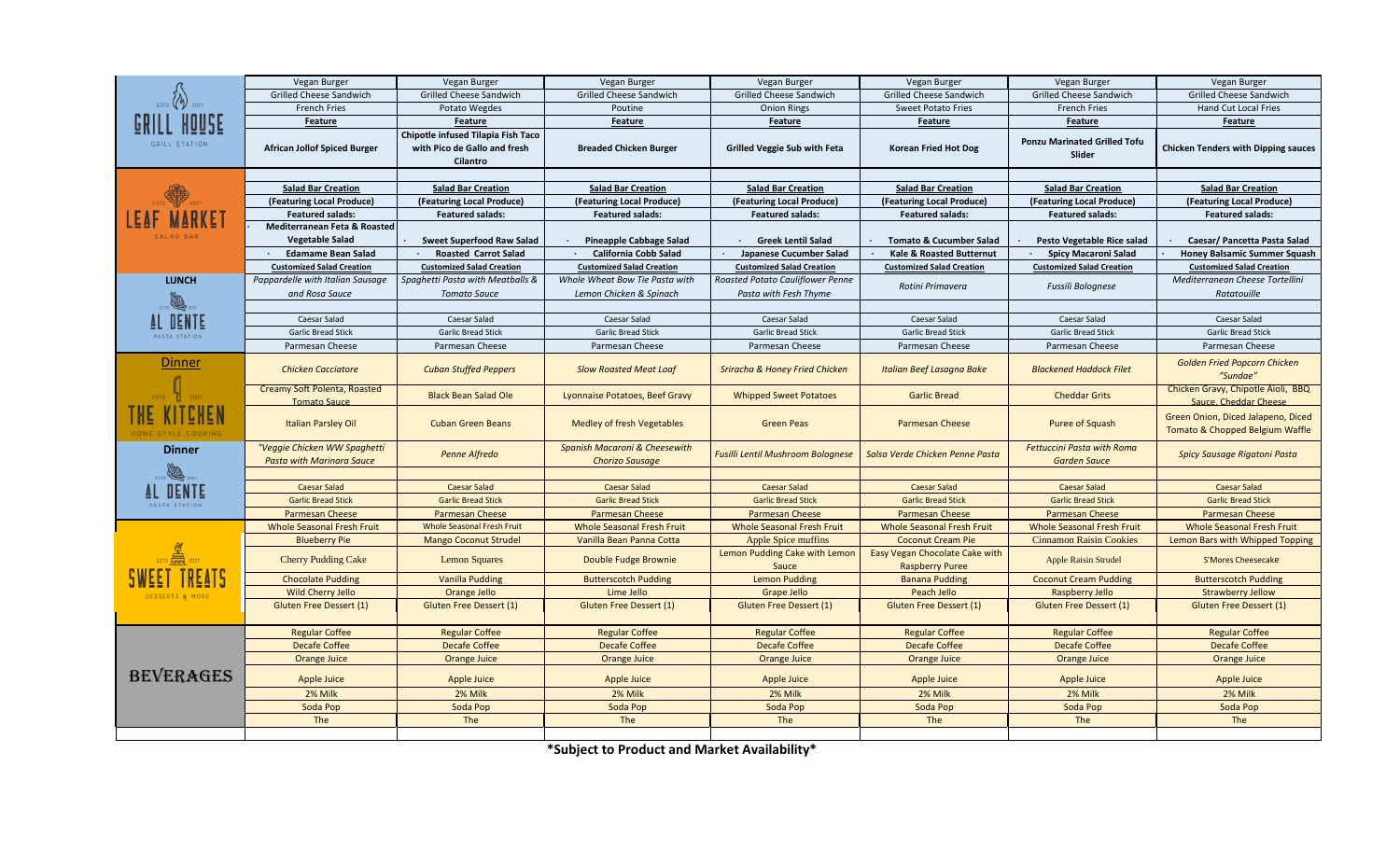| | | | | | | | |
|---|---|---|---|---|---|---|---|
| GRILL HOUSE GRILL STATION ESTD 2021 | Vegan Burger | Vegan Burger | Vegan Burger | Vegan Burger | Vegan Burger | Vegan Burger | Vegan Burger |
| | Grilled Cheese Sandwich | Grilled Cheese Sandwich | Grilled Cheese Sandwich | Grilled Cheese Sandwich | Grilled Cheese Sandwich | Grilled Cheese Sandwich | Grilled Cheese Sandwich |
| | French Fries | Potato Wegdes | Poutine | Onion Rings | Sweet Potato Fries | French Fries | Hand Cut Local Fries |
| | **Feature** | **Feature** | **Feature** | **Feature** | **Feature** | **Feature** | **Feature** |
| | **African Jollof Spiced Burger** | **Chipotle infused Tilapia Fish Taco with Pico de Gallo and fresh Cilantro** | **Breaded Chicken Burger** | **Grilled Veggie Sub with Feta** | **Korean Fried Hot Dog** | **Ponzu Marinated Grilled Tofu Slider** | **Chicken Tenders with Dipping sauces** |
| | | | | | | | |
| LEAF MARKET SALAD BAR ESTD 2021 | **Salad Bar Creation** | **Salad Bar Creation** | **Salad Bar Creation** | **Salad Bar Creation** | **Salad Bar Creation** | **Salad Bar Creation** | **Salad Bar Creation** |
| | **(Featuring Local Produce)** | **(Featuring Local Produce)** | **(Featuring Local Produce)** | **(Featuring Local Produce)** | **(Featuring Local Produce)** | **(Featuring Local Produce)** | **(Featuring Local Produce)** |
| | **Featured salads:** | **Featured salads:** | **Featured salads:** | **Featured salads:** | **Featured salads:** | **Featured salads:** | **Featured salads:** |
| | · **Mediterranean Feta & Roasted Vegetable Salad** | · **Sweet Superfood Raw Salad** | · **Pineapple Cabbage Salad** | · **Greek Lentil Salad** | · **Tomato & Cucumber Salad** | · **Pesto Vegetable Rice salad** | · **Caesar/ Pancetta Pasta Salad** |
| | · **Edamame Bean Salad** | · **Roasted Carrot Salad** | · **California Cobb Salad** | · **Japanese Cucumber Salad** | · **Kale & Roasted Butternut** | · **Spicy Macaroni Salad** | · **Honey Balsamic Summer Squash** |
| | **Customized Salad Creation** | **Customized Salad Creation** | **Customized Salad Creation** | **Customized Salad Creation** | **Customized Salad Creation** | **Customized Salad Creation** | **Customized Salad Creation** |
| **LUNCH** AL DENTE PASTA STATION ESTD 2021 | *Pappardelle with Italian Sausage and Rosa Sauce* | *Spaghetti Pasta with Meatballs & Tomato Sauce* | *Whole Wheat Bow Tie Pasta with Lemon Chicken & Spinach* | *Roasted Potato Cauliflower Penne Pasta with Fesh Thyme* | *Rotini Primavera* | *Fussili Bolognese* | *Mediterranean Cheese Tortellini Ratatouille* |
| | | | | | | | |
| | Caesar Salad | Caesar Salad | Caesar Salad | Caesar Salad | Caesar Salad | Caesar Salad | Caesar Salad |
| | Garlic Bread Stick | Garlic Bread Stick | Garlic Bread Stick | Garlic Bread Stick | Garlic Bread Stick | Garlic Bread Stick | Garlic Bread Stick |
| | Parmesan Cheese | Parmesan Cheese | Parmesan Cheese | Parmesan Cheese | Parmesan Cheese | Parmesan Cheese | Parmesan Cheese |
| **Dinner** THE KITCHEN HOME-STYLE COOKING ESTD 2021 | *Chicken Cacciatore* | *Cuban Stuffed Peppers* | *Slow Roasted Meat Loaf* | *Sriracha & Honey Fried Chicken* | *Italian Beef Lasagna Bake* | *Blackened Haddock Filet* | *Golden Fried Popcorn Chicken "Sundae"* |
| | Creamy Soft Polenta, Roasted Tomato Sauce | Black Bean Salad Ole | Lyonnaise Potatoes, Beef Gravy | Whipped Sweet Potatoes | Garlic Bread | Cheddar Grits | Chicken Gravy, Chipotle Aioli, BBQ Sauce, Cheddar Cheese |
| | Italian Parsley Oil | Cuban Green Beans | Medley of fresh Vegetables | Green Peas | Parmesan Cheese | Puree of Squash | Green Onion, Diced Jalapeno, Diced Tomato & Chopped Belgium Waffle |
| **Dinner** AL DENTE PASTA STATION ESTD 2021 | *"Veggie Chicken WW Spaghetti Pasta with Marinara Sauce* | *Penne Alfredo* | *Spanish Macaroni & Cheesewith Chorizo Sausage* | *Fusilli Lentil Mushroom Bolognese* | *Salsa Verde Chicken Penne Pasta* | *Fettuccini Pasta with Roma Garden Sauce* | *Spicy Sausage Rigatoni Pasta* |
| | | | | | | | |
| | Caesar Salad | Caesar Salad | Caesar Salad | Caesar Salad | Caesar Salad | Caesar Salad | Caesar Salad |
| | Garlic Bread Stick | Garlic Bread Stick | Garlic Bread Stick | Garlic Bread Stick | Garlic Bread Stick | Garlic Bread Stick | Garlic Bread Stick |
| | Parmesan Cheese | Parmesan Cheese | Parmesan Cheese | Parmesan Cheese | Parmesan Cheese | Parmesan Cheese | Parmesan Cheese |
| SWEET TREATS DESSERTS & MORE ESTD 2021 | Whole Seasonal Fresh Fruit | Whole Seasonal Fresh Fruit | Whole Seasonal Fresh Fruit | Whole Seasonal Fresh Fruit | Whole Seasonal Fresh Fruit | Whole Seasonal Fresh Fruit | Whole Seasonal Fresh Fruit |
| | Blueberry Pie | Mango Coconut Strudel | Vanilla Bean Panna Cotta | Apple Spice muffins | Coconut Cream Pie | Cinnamon Raisin Cookies | Lemon Bars with Whipped Topping |
| | Cherry Pudding Cake | Lemon Squares | Double Fudge Brownie | Lemon Pudding Cake with Lemon Sauce | Easy Vegan Chocolate Cake with Raspberry Puree | Apple Raisin Strudel | S'Mores Cheesecake |
| | Chocolate Pudding | Vanilla Pudding | Butterscotch Pudding | Lemon Pudding | Banana Pudding | Coconut Cream Pudding | Butterscotch Pudding |
| | Wild Cherry Jello | Orange Jello | Lime Jello | Grape Jello | Peach Jello | Raspberry Jello | Strawberry Jellow |
| | Gluten Free Dessert (1) | Gluten Free Dessert (1) | Gluten Free Dessert (1) | Gluten Free Dessert (1) | Gluten Free Dessert (1) | Gluten Free Dessert (1) | Gluten Free Dessert (1) |
| | | | | | | | |
| BEVERAGES | Regular Coffee | Regular Coffee | Regular Coffee | Regular Coffee | Regular Coffee | Regular Coffee | Regular Coffee |
| | Decafe Coffee | Decafe Coffee | Decafe Coffee | Decafe Coffee | Decafe Coffee | Decafe Coffee | Decafe Coffee |
| | Orange Juice | Orange Juice | Orange Juice | Orange Juice | Orange Juice | Orange Juice | Orange Juice |
| | Apple Juice | Apple Juice | Apple Juice | Apple Juice | Apple Juice | Apple Juice | Apple Juice |
| | 2% Milk | 2% Milk | 2% Milk | 2% Milk | 2% Milk | 2% Milk | 2% Milk |
| | Soda Pop | Soda Pop | Soda Pop | Soda Pop | Soda Pop | Soda Pop | Soda Pop |
| | The | The | The | The | The | The | The |

**\*Subject to Product and Market Availability\***